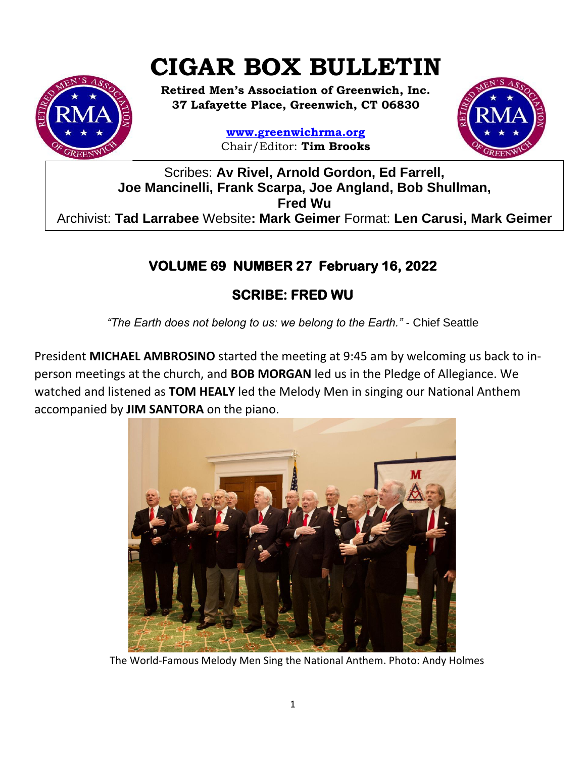# CIGAR BOX BULLETIN

**Retired Men's Association of Greenwich, Inc.**
**37 Lafayette Place, Greenwich, CT 06830**

**www.greenwichrma.org**
Chair/Editor: **Tim Brooks**

Scribes: **Av Rivel, Arnold Gordon, Ed Farrell, Joe Mancinelli, Frank Scarpa, Joe Angland, Bob Shullman, Fred Wu**
Archivist: **Tad Larrabee** Website**: Mark Geimer** Format: **Len Carusi, Mark Geimer**

## VOLUME 69 NUMBER 27 February 16, 2022

## SCRIBE: FRED WU

*"The Earth does not belong to us: we belong to the Earth."* - Chief Seattle

President **MICHAEL AMBROSINO** started the meeting at 9:45 am by welcoming us back to in-person meetings at the church, and **BOB MORGAN** led us in the Pledge of Allegiance. We watched and listened as **TOM HEALY** led the Melody Men in singing our National Anthem accompanied by **JIM SANTORA** on the piano.

The World-Famous Melody Men Sing the National Anthem. Photo: Andy Holmes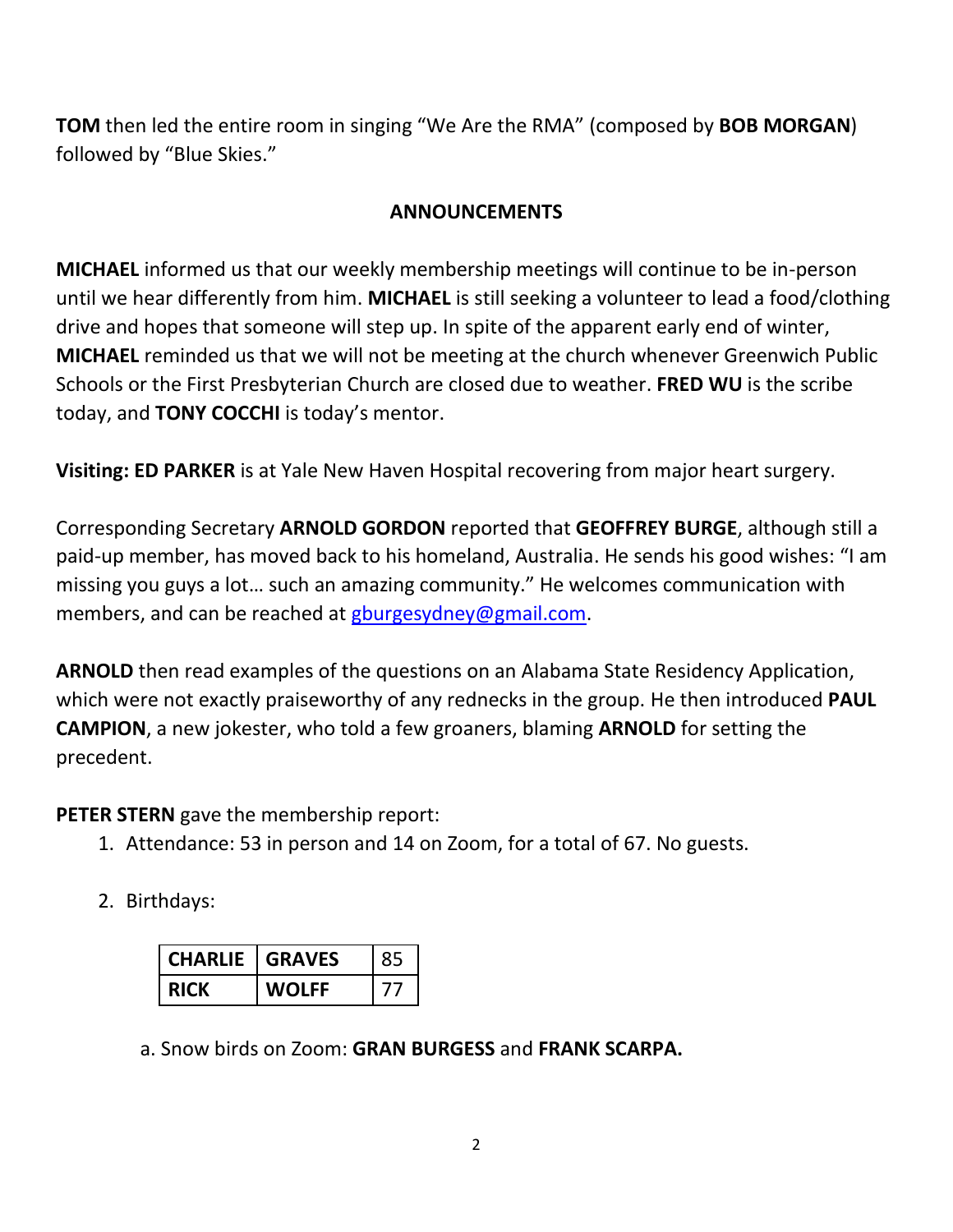**TOM** then led the entire room in singing "We Are the RMA" (composed by **BOB MORGAN**) followed by "Blue Skies."

## ANNOUNCEMENTS

**MICHAEL** informed us that our weekly membership meetings will continue to be in-person until we hear differently from him. **MICHAEL** is still seeking a volunteer to lead a food/clothing drive and hopes that someone will step up. In spite of the apparent early end of winter, **MICHAEL** reminded us that we will not be meeting at the church whenever Greenwich Public Schools or the First Presbyterian Church are closed due to weather. **FRED WU** is the scribe today, and **TONY COCCHI** is today's mentor.

**Visiting: ED PARKER** is at Yale New Haven Hospital recovering from major heart surgery.

Corresponding Secretary **ARNOLD GORDON** reported that **GEOFFREY BURGE**, although still a paid-up member, has moved back to his homeland, Australia. He sends his good wishes: "I am missing you guys a lot… such an amazing community." He welcomes communication with members, and can be reached at gburgesydney@gmail.com.

**ARNOLD** then read examples of the questions on an Alabama State Residency Application, which were not exactly praiseworthy of any rednecks in the group. He then introduced **PAUL CAMPION**, a new jokester, who told a few groaners, blaming **ARNOLD** for setting the precedent.

**PETER STERN** gave the membership report:

1. Attendance: 53 in person and 14 on Zoom, for a total of 67. No guests.

2. Birthdays:

| | | |
|---|---|---|
| **CHARLIE** | **GRAVES** | 85 |
| **RICK** | **WOLFF** | 77 |

   a. Snow birds on Zoom: **GRAN BURGESS** and **FRANK SCARPA.**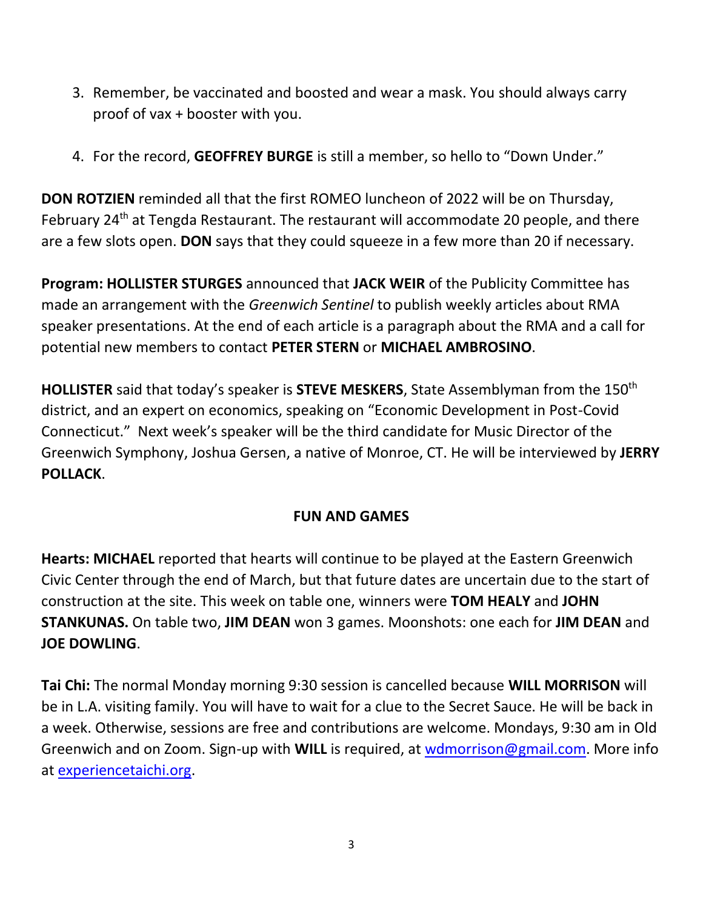3. Remember, be vaccinated and boosted and wear a mask. You should always carry proof of vax + booster with you.

4. For the record, **GEOFFREY BURGE** is still a member, so hello to "Down Under."

**DON ROTZIEN** reminded all that the first ROMEO luncheon of 2022 will be on Thursday, February 24th at Tengda Restaurant. The restaurant will accommodate 20 people, and there are a few slots open. **DON** says that they could squeeze in a few more than 20 if necessary.

**Program: HOLLISTER STURGES** announced that **JACK WEIR** of the Publicity Committee has made an arrangement with the *Greenwich Sentinel* to publish weekly articles about RMA speaker presentations. At the end of each article is a paragraph about the RMA and a call for potential new members to contact **PETER STERN** or **MICHAEL AMBROSINO**.

**HOLLISTER** said that today's speaker is **STEVE MESKERS**, State Assemblyman from the 150th district, and an expert on economics, speaking on "Economic Development in Post-Covid Connecticut." Next week's speaker will be the third candidate for Music Director of the Greenwich Symphony, Joshua Gersen, a native of Monroe, CT. He will be interviewed by **JERRY POLLACK**.

## FUN AND GAMES

**Hearts: MICHAEL** reported that hearts will continue to be played at the Eastern Greenwich Civic Center through the end of March, but that future dates are uncertain due to the start of construction at the site. This week on table one, winners were **TOM HEALY** and **JOHN STANKUNAS.** On table two, **JIM DEAN** won 3 games. Moonshots: one each for **JIM DEAN** and **JOE DOWLING**.

**Tai Chi:** The normal Monday morning 9:30 session is cancelled because **WILL MORRISON** will be in L.A. visiting family. You will have to wait for a clue to the Secret Sauce. He will be back in a week. Otherwise, sessions are free and contributions are welcome. Mondays, 9:30 am in Old Greenwich and on Zoom. Sign-up with **WILL** is required, at wdmorrison@gmail.com. More info at experiencetaichi.org.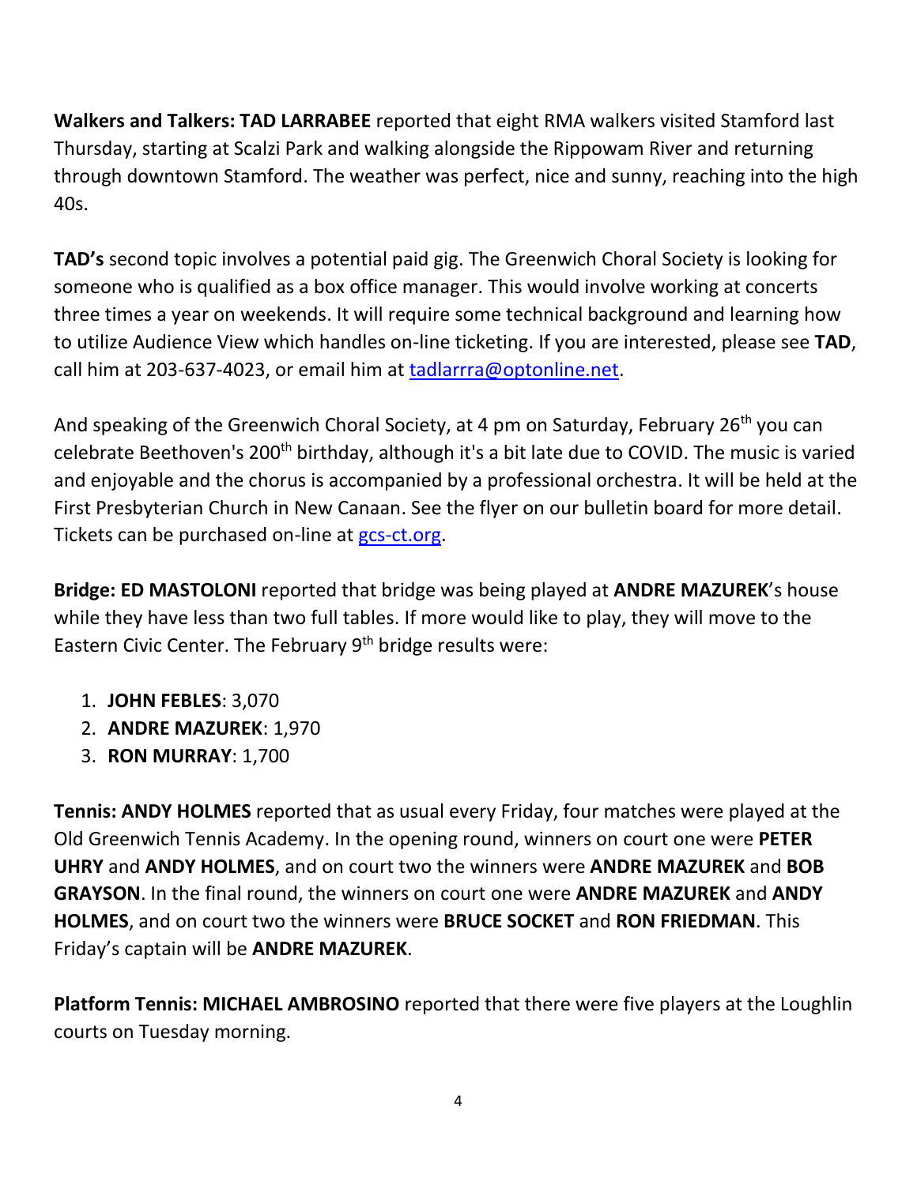**Walkers and Talkers: TAD LARRABEE** reported that eight RMA walkers visited Stamford last Thursday, starting at Scalzi Park and walking alongside the Rippowam River and returning through downtown Stamford. The weather was perfect, nice and sunny, reaching into the high 40s.

**TAD's** second topic involves a potential paid gig. The Greenwich Choral Society is looking for someone who is qualified as a box office manager. This would involve working at concerts three times a year on weekends. It will require some technical background and learning how to utilize Audience View which handles on-line ticketing. If you are interested, please see **TAD**, call him at 203-637-4023, or email him at [tadlarrra@optonline.net](mailto:tadlarrra@optonline.net).

And speaking of the Greenwich Choral Society, at 4 pm on Saturday, February 26th you can celebrate Beethoven's 200th birthday, although it's a bit late due to COVID. The music is varied and enjoyable and the chorus is accompanied by a professional orchestra. It will be held at the First Presbyterian Church in New Canaan. See the flyer on our bulletin board for more detail. Tickets can be purchased on-line at [gcs-ct.org](http://gcs-ct.org).

**Bridge: ED MASTOLONI** reported that bridge was being played at **ANDRE MAZUREK**'s house while they have less than two full tables. If more would like to play, they will move to the Eastern Civic Center. The February 9th bridge results were:

1. **JOHN FEBLES**: 3,070
2. **ANDRE MAZUREK**: 1,970
3. **RON MURRAY**: 1,700

**Tennis: ANDY HOLMES** reported that as usual every Friday, four matches were played at the Old Greenwich Tennis Academy. In the opening round, winners on court one were **PETER UHRY** and **ANDY HOLMES**, and on court two the winners were **ANDRE MAZUREK** and **BOB GRAYSON**. In the final round, the winners on court one were **ANDRE MAZUREK** and **ANDY HOLMES**, and on court two the winners were **BRUCE SOCKET** and **RON FRIEDMAN**. This Friday's captain will be **ANDRE MAZUREK**.

**Platform Tennis: MICHAEL AMBROSINO** reported that there were five players at the Loughlin courts on Tuesday morning.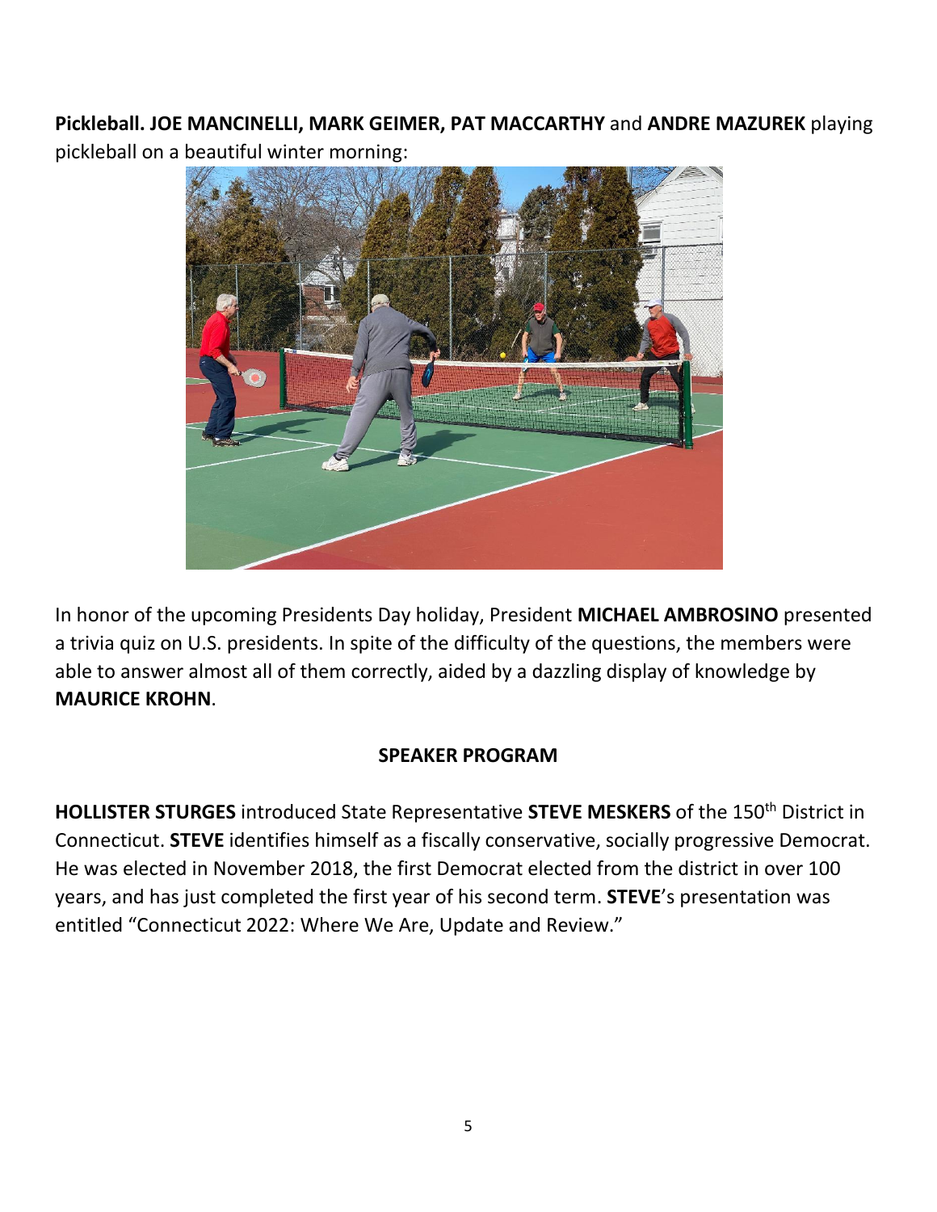**Pickleball. JOE MANCINELLI, MARK GEIMER, PAT MACCARTHY** and **ANDRE MAZUREK** playing pickleball on a beautiful winter morning:

In honor of the upcoming Presidents Day holiday, President **MICHAEL AMBROSINO** presented a trivia quiz on U.S. presidents. In spite of the difficulty of the questions, the members were able to answer almost all of them correctly, aided by a dazzling display of knowledge by **MAURICE KROHN**.

## SPEAKER PROGRAM

**HOLLISTER STURGES** introduced State Representative **STEVE MESKERS** of the 150th District in Connecticut. **STEVE** identifies himself as a fiscally conservative, socially progressive Democrat. He was elected in November 2018, the first Democrat elected from the district in over 100 years, and has just completed the first year of his second term. **STEVE**'s presentation was entitled "Connecticut 2022: Where We Are, Update and Review."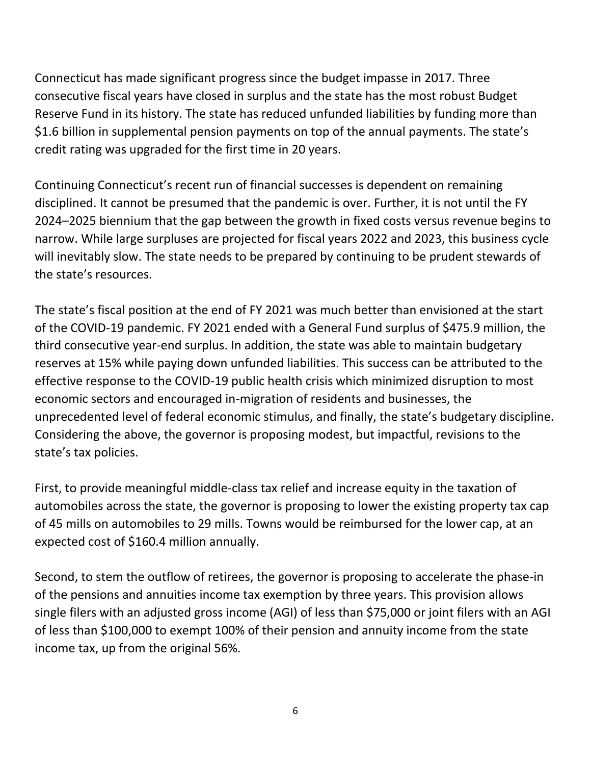Connecticut has made significant progress since the budget impasse in 2017. Three consecutive fiscal years have closed in surplus and the state has the most robust Budget Reserve Fund in its history. The state has reduced unfunded liabilities by funding more than $1.6 billion in supplemental pension payments on top of the annual payments. The state's credit rating was upgraded for the first time in 20 years.

Continuing Connecticut's recent run of financial successes is dependent on remaining disciplined. It cannot be presumed that the pandemic is over. Further, it is not until the FY 2024–2025 biennium that the gap between the growth in fixed costs versus revenue begins to narrow. While large surpluses are projected for fiscal years 2022 and 2023, this business cycle will inevitably slow. The state needs to be prepared by continuing to be prudent stewards of the state's resources.

The state's fiscal position at the end of FY 2021 was much better than envisioned at the start of the COVID-19 pandemic. FY 2021 ended with a General Fund surplus of $475.9 million, the third consecutive year-end surplus. In addition, the state was able to maintain budgetary reserves at 15% while paying down unfunded liabilities. This success can be attributed to the effective response to the COVID-19 public health crisis which minimized disruption to most economic sectors and encouraged in-migration of residents and businesses, the unprecedented level of federal economic stimulus, and finally, the state's budgetary discipline. Considering the above, the governor is proposing modest, but impactful, revisions to the state's tax policies.

First, to provide meaningful middle-class tax relief and increase equity in the taxation of automobiles across the state, the governor is proposing to lower the existing property tax cap of 45 mills on automobiles to 29 mills. Towns would be reimbursed for the lower cap, at an expected cost of $160.4 million annually.

Second, to stem the outflow of retirees, the governor is proposing to accelerate the phase-in of the pensions and annuities income tax exemption by three years. This provision allows single filers with an adjusted gross income (AGI) of less than $75,000 or joint filers with an AGI of less than $100,000 to exempt 100% of their pension and annuity income from the state income tax, up from the original 56%.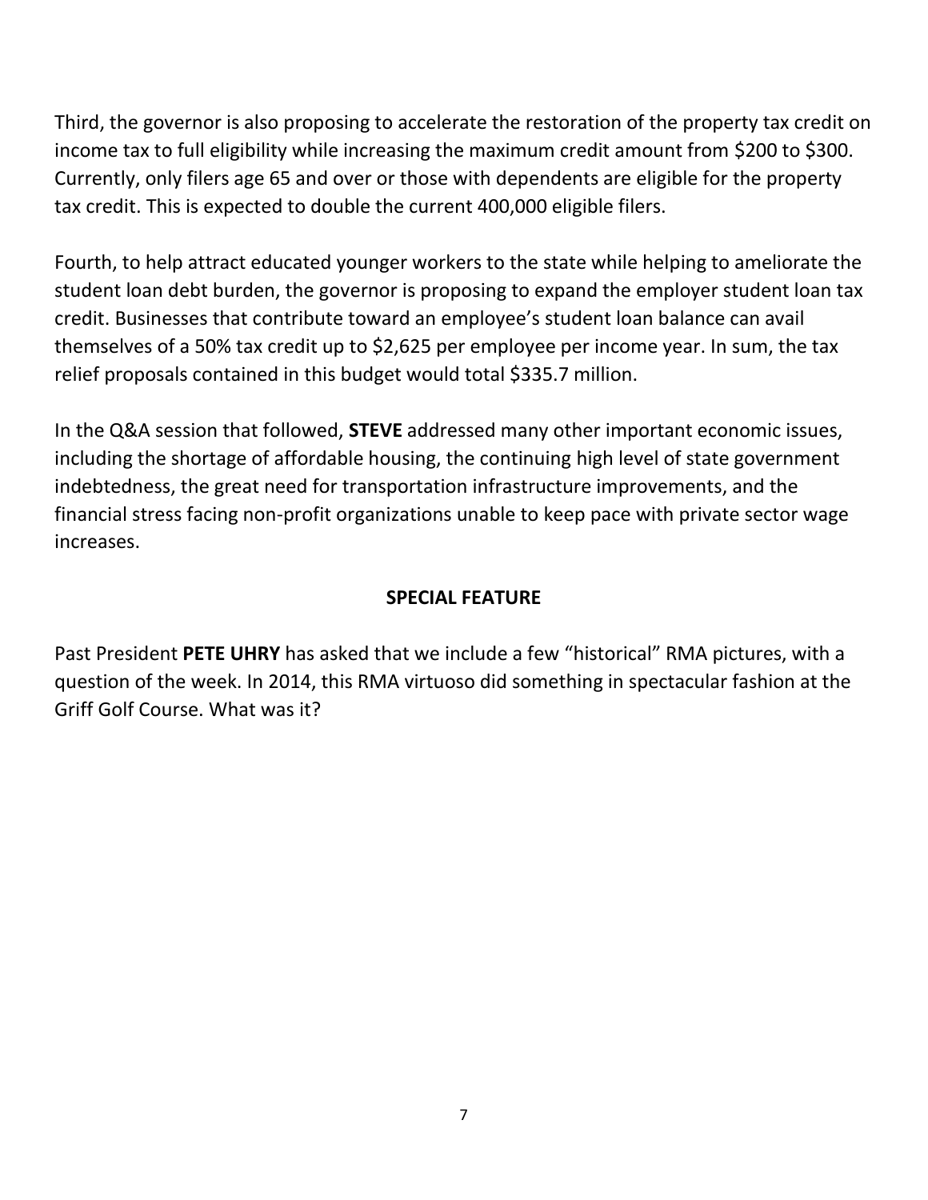Third, the governor is also proposing to accelerate the restoration of the property tax credit on income tax to full eligibility while increasing the maximum credit amount from $200 to $300. Currently, only filers age 65 and over or those with dependents are eligible for the property tax credit. This is expected to double the current 400,000 eligible filers.

Fourth, to help attract educated younger workers to the state while helping to ameliorate the student loan debt burden, the governor is proposing to expand the employer student loan tax credit. Businesses that contribute toward an employee's student loan balance can avail themselves of a 50% tax credit up to $2,625 per employee per income year. In sum, the tax relief proposals contained in this budget would total $335.7 million.

In the Q&A session that followed, **STEVE** addressed many other important economic issues, including the shortage of affordable housing, the continuing high level of state government indebtedness, the great need for transportation infrastructure improvements, and the financial stress facing non-profit organizations unable to keep pace with private sector wage increases.

## SPECIAL FEATURE

Past President **PETE UHRY** has asked that we include a few "historical" RMA pictures, with a question of the week. In 2014, this RMA virtuoso did something in spectacular fashion at the Griff Golf Course. What was it?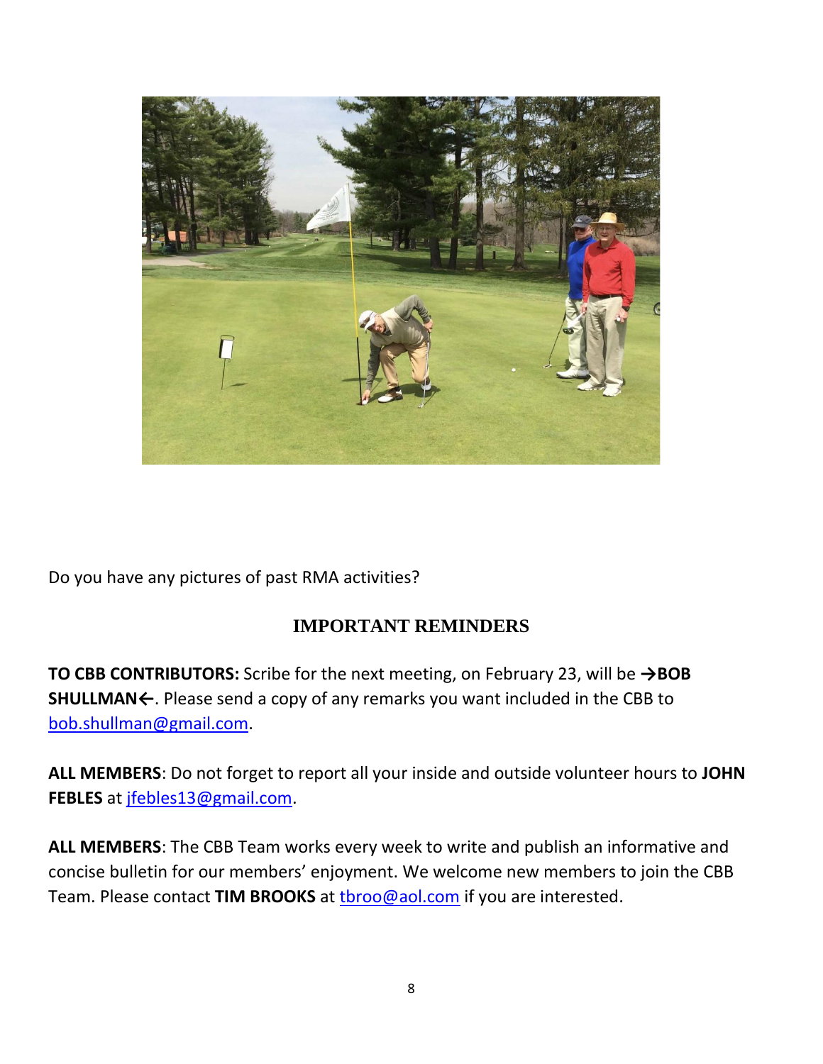Do you have any pictures of past RMA activities?

## IMPORTANT REMINDERS

**TO CBB CONTRIBUTORS:** Scribe for the next meeting, on February 23, will be **→BOB SHULLMAN←**. Please send a copy of any remarks you want included in the CBB to bob.shullman@gmail.com.

**ALL MEMBERS**: Do not forget to report all your inside and outside volunteer hours to **JOHN FEBLES** at jfebles13@gmail.com.

**ALL MEMBERS**: The CBB Team works every week to write and publish an informative and concise bulletin for our members' enjoyment. We welcome new members to join the CBB Team. Please contact **TIM BROOKS** at tbroo@aol.com if you are interested.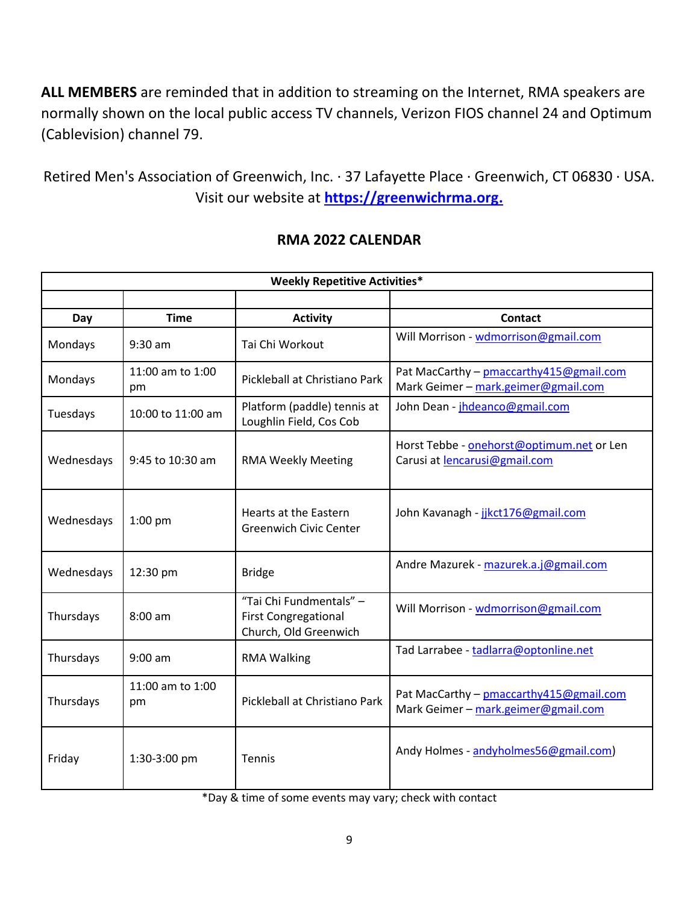**ALL MEMBERS** are reminded that in addition to streaming on the Internet, RMA speakers are normally shown on the local public access TV channels, Verizon FIOS channel 24 and Optimum (Cablevision) channel 79.

Retired Men's Association of Greenwich, Inc. · 37 Lafayette Place · Greenwich, CT 06830 · USA.
Visit our website at **[https://greenwichrma.org.](https://greenwichrma.org.)**

## RMA 2022 CALENDAR

**Weekly Repetitive Activities***

| Day | Time | Activity | Contact |
|---|---|---|---|
| Mondays | 9:30 am | Tai Chi Workout | Will Morrison - wdmorrison@gmail.com |
| Mondays | 11:00 am to 1:00 pm | Pickleball at Christiano Park | Pat MacCarthy – pmaccarthy415@gmail.com Mark Geimer – mark.geimer@gmail.com |
| Tuesdays | 10:00 to 11:00 am | Platform (paddle) tennis at Loughlin Field, Cos Cob | John Dean - jhdeanco@gmail.com |
| Wednesdays | 9:45 to 10:30 am | RMA Weekly Meeting | Horst Tebbe - onehorst@optimum.net or Len Carusi at lencarusi@gmail.com |
| Wednesdays | 1:00 pm | Hearts at the Eastern Greenwich Civic Center | John Kavanagh - jjkct176@gmail.com |
| Wednesdays | 12:30 pm | Bridge | Andre Mazurek - mazurek.a.j@gmail.com |
| Thursdays | 8:00 am | "Tai Chi Fundmentals" – First Congregational Church, Old Greenwich | Will Morrison - wdmorrison@gmail.com |
| Thursdays | 9:00 am | RMA Walking | Tad Larrabee - tadlarra@optonline.net |
| Thursdays | 11:00 am to 1:00 pm | Pickleball at Christiano Park | Pat MacCarthy – pmaccarthy415@gmail.com Mark Geimer – mark.geimer@gmail.com |
| Friday | 1:30-3:00 pm | Tennis | Andy Holmes - andyholmes56@gmail.com) |

*Day & time of some events may vary; check with contact